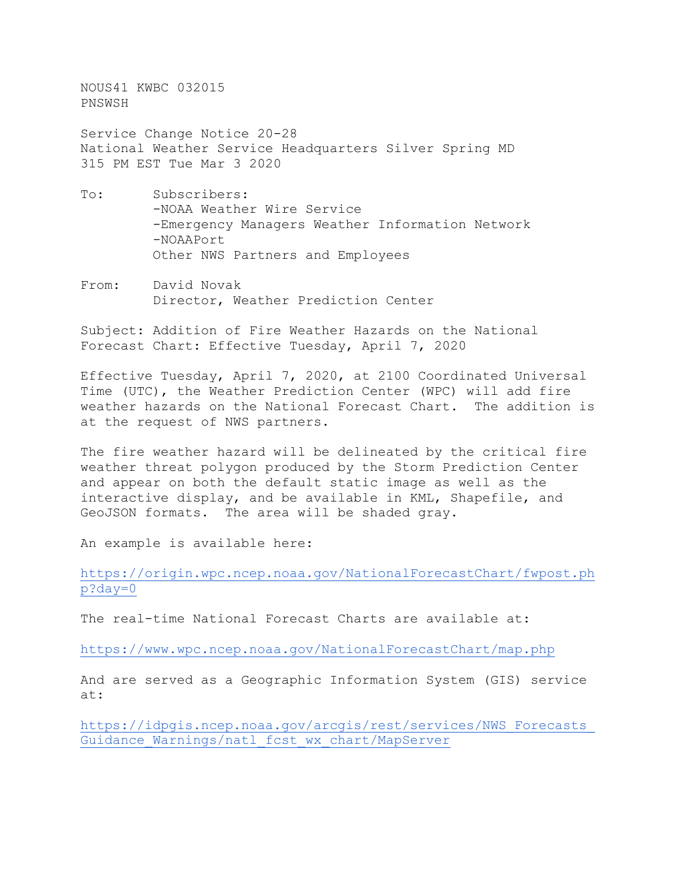NOUS41 KWBC 032015
PNSWSH

Service Change Notice 20-28
National Weather Service Headquarters Silver Spring MD
315 PM EST Tue Mar 3 2020

To: Subscribers:
-NOAA Weather Wire Service
-Emergency Managers Weather Information Network
-NOAAPort
Other NWS Partners and Employees

From: David Novak
Director, Weather Prediction Center

Subject: Addition of Fire Weather Hazards on the National Forecast Chart: Effective Tuesday, April 7, 2020

Effective Tuesday, April 7, 2020, at 2100 Coordinated Universal Time (UTC), the Weather Prediction Center (WPC) will add fire weather hazards on the National Forecast Chart. The addition is at the request of NWS partners.

The fire weather hazard will be delineated by the critical fire weather threat polygon produced by the Storm Prediction Center and appear on both the default static image as well as the interactive display, and be available in KML, Shapefile, and GeoJSON formats. The area will be shaded gray.

An example is available here:

https://origin.wpc.ncep.noaa.gov/NationalForecastChart/fwpost.php?day=0

The real-time National Forecast Charts are available at:

https://www.wpc.ncep.noaa.gov/NationalForecastChart/map.php

And are served as a Geographic Information System (GIS) service at:

https://idpgis.ncep.noaa.gov/arcgis/rest/services/NWS_Forecasts_Guidance_Warnings/natl_fcst_wx_chart/MapServer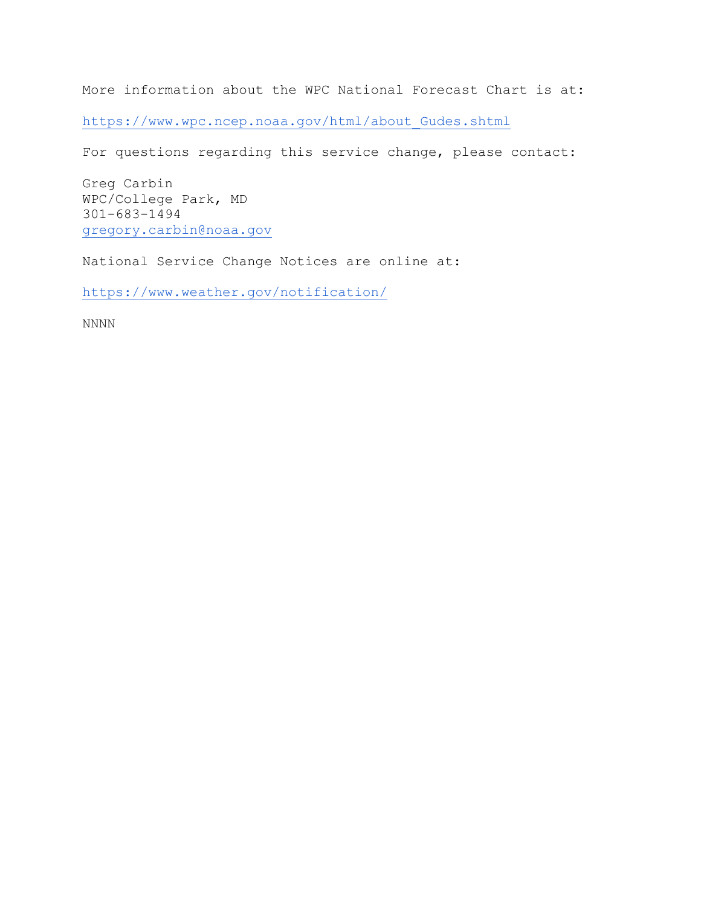More information about the WPC National Forecast Chart is at:

https://www.wpc.ncep.noaa.gov/html/about_Gudes.shtml

For questions regarding this service change, please contact:

Greg Carbin
WPC/College Park, MD
301-683-1494
gregory.carbin@noaa.gov

National Service Change Notices are online at:

https://www.weather.gov/notification/

NNNN